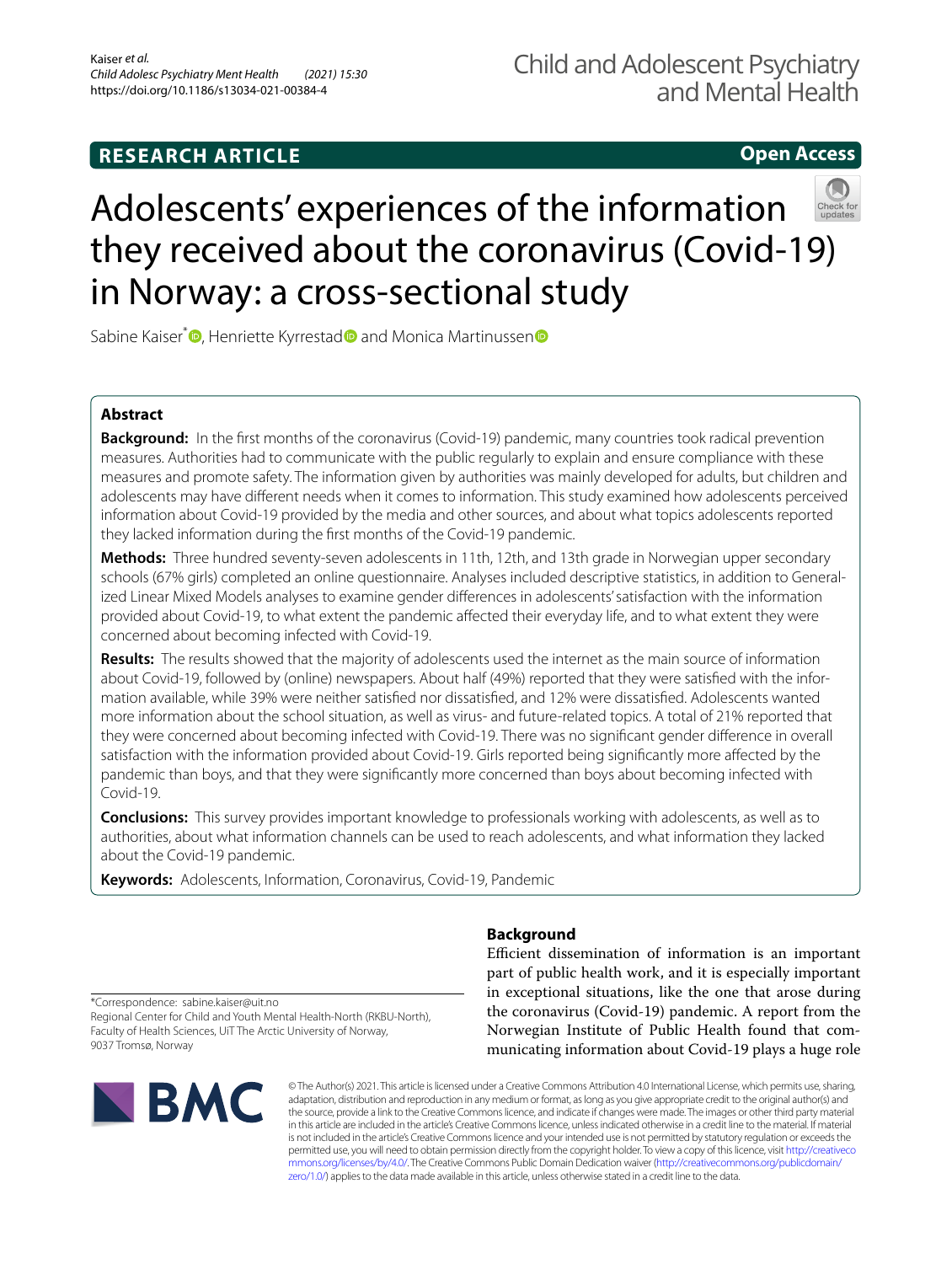RESEARCH ARTICLE

Open Access

# Adolescents' experiences of the information they received about the coronavirus (Covid-19) in Norway: a cross-sectional study

Sabine Kaiser*, Henriette Kyrrestad and Monica Martinussen

## Abstract

**Background:** In the first months of the coronavirus (Covid-19) pandemic, many countries took radical prevention measures. Authorities had to communicate with the public regularly to explain and ensure compliance with these measures and promote safety. The information given by authorities was mainly developed for adults, but children and adolescents may have different needs when it comes to information. This study examined how adolescents perceived information about Covid-19 provided by the media and other sources, and about what topics adolescents reported they lacked information during the first months of the Covid-19 pandemic.

**Methods:** Three hundred seventy-seven adolescents in 11th, 12th, and 13th grade in Norwegian upper secondary schools (67% girls) completed an online questionnaire. Analyses included descriptive statistics, in addition to Generalized Linear Mixed Models analyses to examine gender differences in adolescents' satisfaction with the information provided about Covid-19, to what extent the pandemic affected their everyday life, and to what extent they were concerned about becoming infected with Covid-19.

**Results:** The results showed that the majority of adolescents used the internet as the main source of information about Covid-19, followed by (online) newspapers. About half (49%) reported that they were satisfied with the information available, while 39% were neither satisfied nor dissatisfied, and 12% were dissatisfied. Adolescents wanted more information about the school situation, as well as virus- and future-related topics. A total of 21% reported that they were concerned about becoming infected with Covid-19. There was no significant gender difference in overall satisfaction with the information provided about Covid-19. Girls reported being significantly more affected by the pandemic than boys, and that they were significantly more concerned than boys about becoming infected with Covid-19.

**Conclusions:** This survey provides important knowledge to professionals working with adolescents, as well as to authorities, about what information channels can be used to reach adolescents, and what information they lacked about the Covid-19 pandemic.

**Keywords:** Adolescents, Information, Coronavirus, Covid-19, Pandemic

## Background

Efficient dissemination of information is an important part of public health work, and it is especially important in exceptional situations, like the one that arose during the coronavirus (Covid-19) pandemic. A report from the Norwegian Institute of Public Health found that communicating information about Covid-19 plays a huge role

*Correspondence: sabine.kaiser@uit.no
Regional Center for Child and Youth Mental Health-North (RKBU-North), Faculty of Health Sciences, UiT The Arctic University of Norway, 9037 Tromsø, Norway

© The Author(s) 2021. This article is licensed under a Creative Commons Attribution 4.0 International License, which permits use, sharing, adaptation, distribution and reproduction in any medium or format, as long as you give appropriate credit to the original author(s) and the source, provide a link to the Creative Commons licence, and indicate if changes were made. The images or other third party material in this article are included in the article's Creative Commons licence, unless indicated otherwise in a credit line to the material. If material is not included in the article's Creative Commons licence and your intended use is not permitted by statutory regulation or exceeds the permitted use, you will need to obtain permission directly from the copyright holder. To view a copy of this licence, visit http://creativecommons.org/licenses/by/4.0/. The Creative Commons Public Domain Dedication waiver (http://creativecommons.org/publicdomain/zero/1.0/) applies to the data made available in this article, unless otherwise stated in a credit line to the data.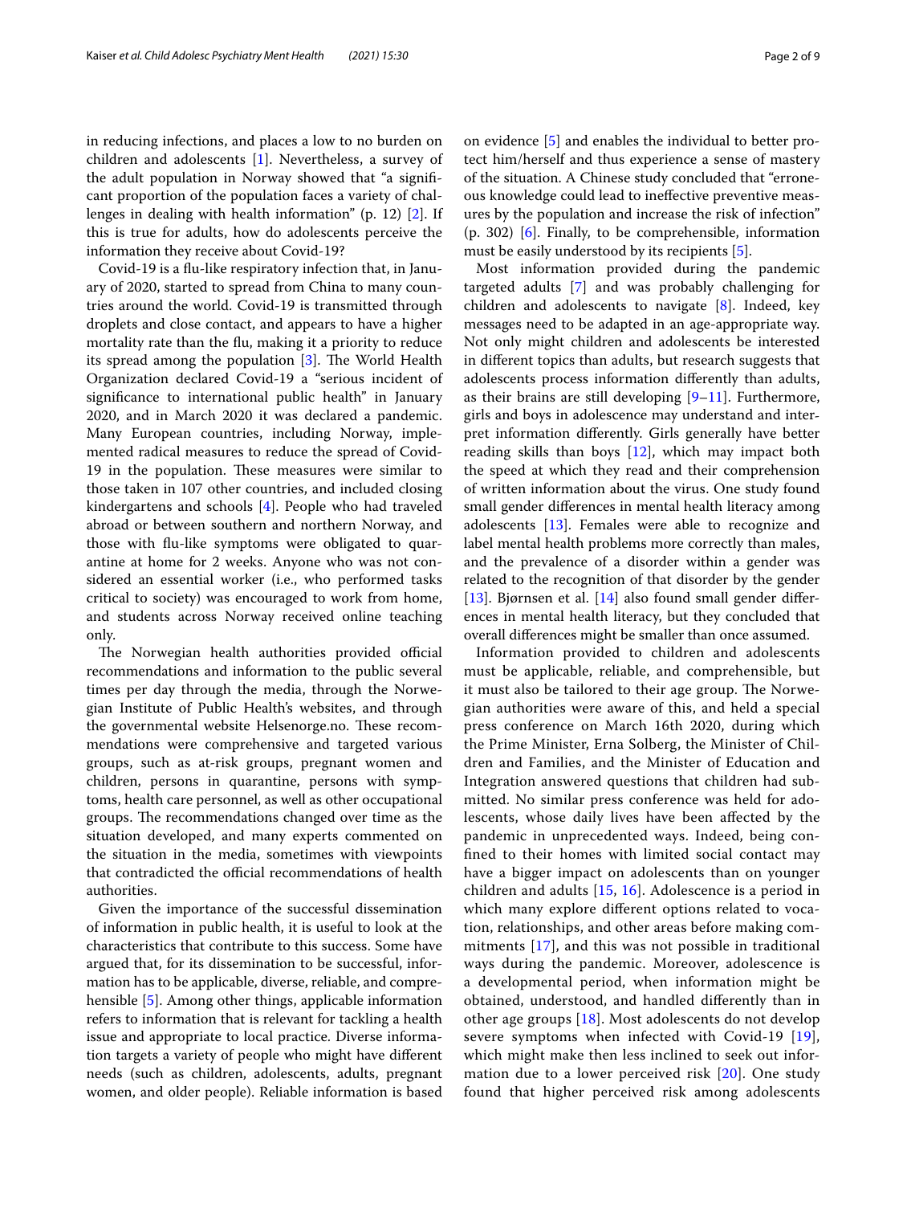in reducing infections, and places a low to no burden on children and adolescents [1]. Nevertheless, a survey of the adult population in Norway showed that "a significant proportion of the population faces a variety of challenges in dealing with health information" (p. 12) [2]. If this is true for adults, how do adolescents perceive the information they receive about Covid-19?

Covid-19 is a flu-like respiratory infection that, in January of 2020, started to spread from China to many countries around the world. Covid-19 is transmitted through droplets and close contact, and appears to have a higher mortality rate than the flu, making it a priority to reduce its spread among the population [3]. The World Health Organization declared Covid-19 a "serious incident of significance to international public health" in January 2020, and in March 2020 it was declared a pandemic. Many European countries, including Norway, implemented radical measures to reduce the spread of Covid-19 in the population. These measures were similar to those taken in 107 other countries, and included closing kindergartens and schools [4]. People who had traveled abroad or between southern and northern Norway, and those with flu-like symptoms were obligated to quarantine at home for 2 weeks. Anyone who was not considered an essential worker (i.e., who performed tasks critical to society) was encouraged to work from home, and students across Norway received online teaching only.

The Norwegian health authorities provided official recommendations and information to the public several times per day through the media, through the Norwegian Institute of Public Health's websites, and through the governmental website Helsenorge.no. These recommendations were comprehensive and targeted various groups, such as at-risk groups, pregnant women and children, persons in quarantine, persons with symptoms, health care personnel, as well as other occupational groups. The recommendations changed over time as the situation developed, and many experts commented on the situation in the media, sometimes with viewpoints that contradicted the official recommendations of health authorities.

Given the importance of the successful dissemination of information in public health, it is useful to look at the characteristics that contribute to this success. Some have argued that, for its dissemination to be successful, information has to be applicable, diverse, reliable, and comprehensible [5]. Among other things, applicable information refers to information that is relevant for tackling a health issue and appropriate to local practice. Diverse information targets a variety of people who might have different needs (such as children, adolescents, adults, pregnant women, and older people). Reliable information is based on evidence [5] and enables the individual to better protect him/herself and thus experience a sense of mastery of the situation. A Chinese study concluded that "erroneous knowledge could lead to ineffective preventive measures by the population and increase the risk of infection" (p. 302) [6]. Finally, to be comprehensible, information must be easily understood by its recipients [5].

Most information provided during the pandemic targeted adults [7] and was probably challenging for children and adolescents to navigate [8]. Indeed, key messages need to be adapted in an age-appropriate way. Not only might children and adolescents be interested in different topics than adults, but research suggests that adolescents process information differently than adults, as their brains are still developing [9–11]. Furthermore, girls and boys in adolescence may understand and interpret information differently. Girls generally have better reading skills than boys [12], which may impact both the speed at which they read and their comprehension of written information about the virus. One study found small gender differences in mental health literacy among adolescents [13]. Females were able to recognize and label mental health problems more correctly than males, and the prevalence of a disorder within a gender was related to the recognition of that disorder by the gender [13]. Bjørnsen et al. [14] also found small gender differences in mental health literacy, but they concluded that overall differences might be smaller than once assumed.

Information provided to children and adolescents must be applicable, reliable, and comprehensible, but it must also be tailored to their age group. The Norwegian authorities were aware of this, and held a special press conference on March 16th 2020, during which the Prime Minister, Erna Solberg, the Minister of Children and Families, and the Minister of Education and Integration answered questions that children had submitted. No similar press conference was held for adolescents, whose daily lives have been affected by the pandemic in unprecedented ways. Indeed, being confined to their homes with limited social contact may have a bigger impact on adolescents than on younger children and adults [15, 16]. Adolescence is a period in which many explore different options related to vocation, relationships, and other areas before making commitments [17], and this was not possible in traditional ways during the pandemic. Moreover, adolescence is a developmental period, when information might be obtained, understood, and handled differently than in other age groups [18]. Most adolescents do not develop severe symptoms when infected with Covid-19 [19], which might make then less inclined to seek out information due to a lower perceived risk [20]. One study found that higher perceived risk among adolescents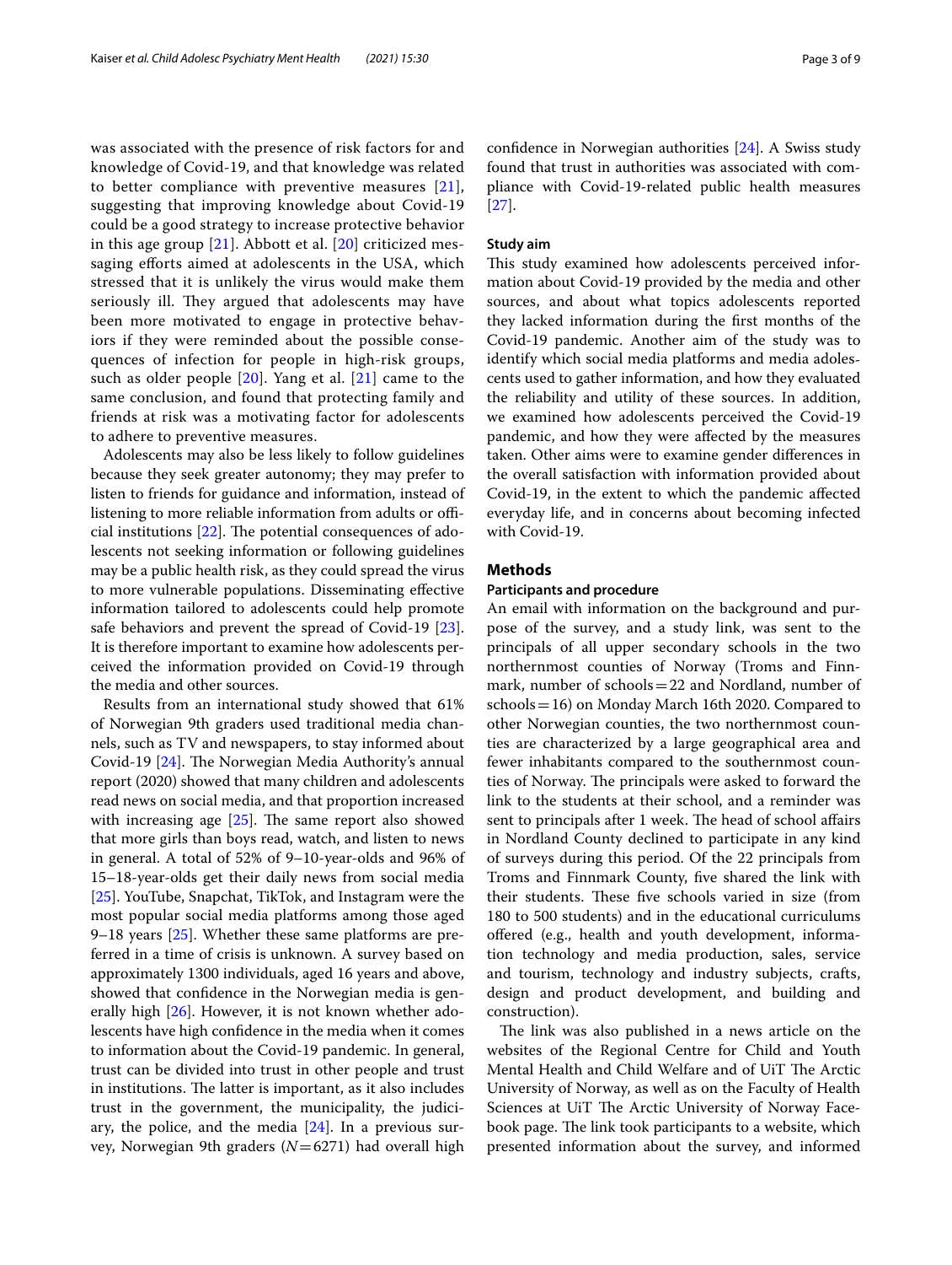was associated with the presence of risk factors for and knowledge of Covid-19, and that knowledge was related to better compliance with preventive measures [21], suggesting that improving knowledge about Covid-19 could be a good strategy to increase protective behavior in this age group [21]. Abbott et al. [20] criticized messaging efforts aimed at adolescents in the USA, which stressed that it is unlikely the virus would make them seriously ill. They argued that adolescents may have been more motivated to engage in protective behaviors if they were reminded about the possible consequences of infection for people in high-risk groups, such as older people [20]. Yang et al. [21] came to the same conclusion, and found that protecting family and friends at risk was a motivating factor for adolescents to adhere to preventive measures.

Adolescents may also be less likely to follow guidelines because they seek greater autonomy; they may prefer to listen to friends for guidance and information, instead of listening to more reliable information from adults or official institutions [22]. The potential consequences of adolescents not seeking information or following guidelines may be a public health risk, as they could spread the virus to more vulnerable populations. Disseminating effective information tailored to adolescents could help promote safe behaviors and prevent the spread of Covid-19 [23]. It is therefore important to examine how adolescents perceived the information provided on Covid-19 through the media and other sources.

Results from an international study showed that 61% of Norwegian 9th graders used traditional media channels, such as TV and newspapers, to stay informed about Covid-19 [24]. The Norwegian Media Authority's annual report (2020) showed that many children and adolescents read news on social media, and that proportion increased with increasing age [25]. The same report also showed that more girls than boys read, watch, and listen to news in general. A total of 52% of 9–10-year-olds and 96% of 15–18-year-olds get their daily news from social media [25]. YouTube, Snapchat, TikTok, and Instagram were the most popular social media platforms among those aged 9–18 years [25]. Whether these same platforms are preferred in a time of crisis is unknown. A survey based on approximately 1300 individuals, aged 16 years and above, showed that confidence in the Norwegian media is generally high [26]. However, it is not known whether adolescents have high confidence in the media when it comes to information about the Covid-19 pandemic. In general, trust can be divided into trust in other people and trust in institutions. The latter is important, as it also includes trust in the government, the municipality, the judiciary, the police, and the media [24]. In a previous survey, Norwegian 9th graders ($N = 6271$) had overall high confidence in Norwegian authorities [24]. A Swiss study found that trust in authorities was associated with compliance with Covid-19-related public health measures [27].

### Study aim

This study examined how adolescents perceived information about Covid-19 provided by the media and other sources, and about what topics adolescents reported they lacked information during the first months of the Covid-19 pandemic. Another aim of the study was to identify which social media platforms and media adolescents used to gather information, and how they evaluated the reliability and utility of these sources. In addition, we examined how adolescents perceived the Covid-19 pandemic, and how they were affected by the measures taken. Other aims were to examine gender differences in the overall satisfaction with information provided about Covid-19, in the extent to which the pandemic affected everyday life, and in concerns about becoming infected with Covid-19.

## Methods

### Participants and procedure

An email with information on the background and purpose of the survey, and a study link, was sent to the principals of all upper secondary schools in the two northernmost counties of Norway (Troms and Finnmark, number of schools = 22 and Nordland, number of schools = 16) on Monday March 16th 2020. Compared to other Norwegian counties, the two northernmost counties are characterized by a large geographical area and fewer inhabitants compared to the southernmost counties of Norway. The principals were asked to forward the link to the students at their school, and a reminder was sent to principals after 1 week. The head of school affairs in Nordland County declined to participate in any kind of surveys during this period. Of the 22 principals from Troms and Finnmark County, five shared the link with their students. These five schools varied in size (from 180 to 500 students) and in the educational curriculums offered (e.g., health and youth development, information technology and media production, sales, service and tourism, technology and industry subjects, crafts, design and product development, and building and construction).

The link was also published in a news article on the websites of the Regional Centre for Child and Youth Mental Health and Child Welfare and of UiT The Arctic University of Norway, as well as on the Faculty of Health Sciences at UiT The Arctic University of Norway Facebook page. The link took participants to a website, which presented information about the survey, and informed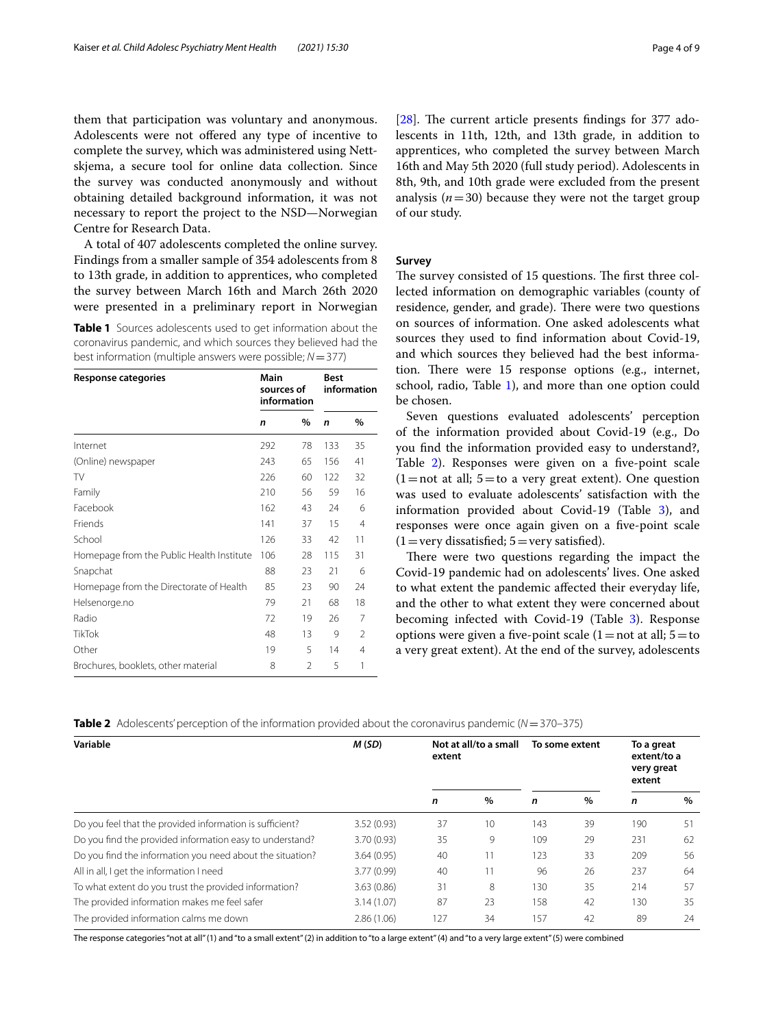them that participation was voluntary and anonymous. Adolescents were not offered any type of incentive to complete the survey, which was administered using Nettskjema, a secure tool for online data collection. Since the survey was conducted anonymously and without obtaining detailed background information, it was not necessary to report the project to the NSD—Norwegian Centre for Research Data.

A total of 407 adolescents completed the online survey. Findings from a smaller sample of 354 adolescents from 8 to 13th grade, in addition to apprentices, who completed the survey between March 16th and March 26th 2020 were presented in a preliminary report in Norwegian [28]. The current article presents findings for 377 adolescents in 11th, 12th, and 13th grade, in addition to apprentices, who completed the survey between March 16th and May 5th 2020 (full study period). Adolescents in 8th, 9th, and 10th grade were excluded from the present analysis ($n = 30$) because they were not the target group of our study.

**Table 1** Sources adolescents used to get information about the coronavirus pandemic, and which sources they believed had the best information (multiple answers were possible; $N = 377$)

| Response categories | Main sources of information | | Best information | |
|---|---|---|---|---|
| | *n* | % | *n* | % |
| Internet | 292 | 78 | 133 | 35 |
| (Online) newspaper | 243 | 65 | 156 | 41 |
| TV | 226 | 60 | 122 | 32 |
| Family | 210 | 56 | 59 | 16 |
| Facebook | 162 | 43 | 24 | 6 |
| Friends | 141 | 37 | 15 | 4 |
| School | 126 | 33 | 42 | 11 |
| Homepage from the Public Health Institute | 106 | 28 | 115 | 31 |
| Snapchat | 88 | 23 | 21 | 6 |
| Homepage from the Directorate of Health | 85 | 23 | 90 | 24 |
| Helsenorge.no | 79 | 21 | 68 | 18 |
| Radio | 72 | 19 | 26 | 7 |
| TikTok | 48 | 13 | 9 | 2 |
| Other | 19 | 5 | 14 | 4 |
| Brochures, booklets, other material | 8 | 2 | 5 | 1 |

### Survey

The survey consisted of 15 questions. The first three collected information on demographic variables (county of residence, gender, and grade). There were two questions on sources of information. One asked adolescents what sources they used to find information about Covid-19, and which sources they believed had the best information. There were 15 response options (e.g., internet, school, radio, Table 1), and more than one option could be chosen.

Seven questions evaluated adolescents' perception of the information provided about Covid-19 (e.g., Do you find the information provided easy to understand?, Table 2). Responses were given on a five-point scale (1 = not at all; 5 = to a very great extent). One question was used to evaluate adolescents' satisfaction with the information provided about Covid-19 (Table 3), and responses were once again given on a five-point scale (1 = very dissatisfied; 5 = very satisfied).

There were two questions regarding the impact the Covid-19 pandemic had on adolescents' lives. One asked to what extent the pandemic affected their everyday life, and the other to what extent they were concerned about becoming infected with Covid-19 (Table 3). Response options were given a five-point scale (1 = not at all; 5 = to a very great extent). At the end of the survey, adolescents

**Table 2** Adolescents' perception of the information provided about the coronavirus pandemic ($N = 370$–$375$)

| Variable | *M* (*SD*) | Not at all/to a small extent | | To some extent | | To a great extent/to a very great extent | |
|---|---|---|---|---|---|---|---|
| | | *n* | % | *n* | % | *n* | % |
| Do you feel that the provided information is sufficient? | 3.52 (0.93) | 37 | 10 | 143 | 39 | 190 | 51 |
| Do you find the provided information easy to understand? | 3.70 (0.93) | 35 | 9 | 109 | 29 | 231 | 62 |
| Do you find the information you need about the situation? | 3.64 (0.95) | 40 | 11 | 123 | 33 | 209 | 56 |
| All in all, I get the information I need | 3.77 (0.99) | 40 | 11 | 96 | 26 | 237 | 64 |
| To what extent do you trust the provided information? | 3.63 (0.86) | 31 | 8 | 130 | 35 | 214 | 57 |
| The provided information makes me feel safer | 3.14 (1.07) | 87 | 23 | 158 | 42 | 130 | 35 |
| The provided information calms me down | 2.86 (1.06) | 127 | 34 | 157 | 42 | 89 | 24 |

The response categories "not at all" (1) and "to a small extent" (2) in addition to "to a large extent" (4) and "to a very large extent" (5) were combined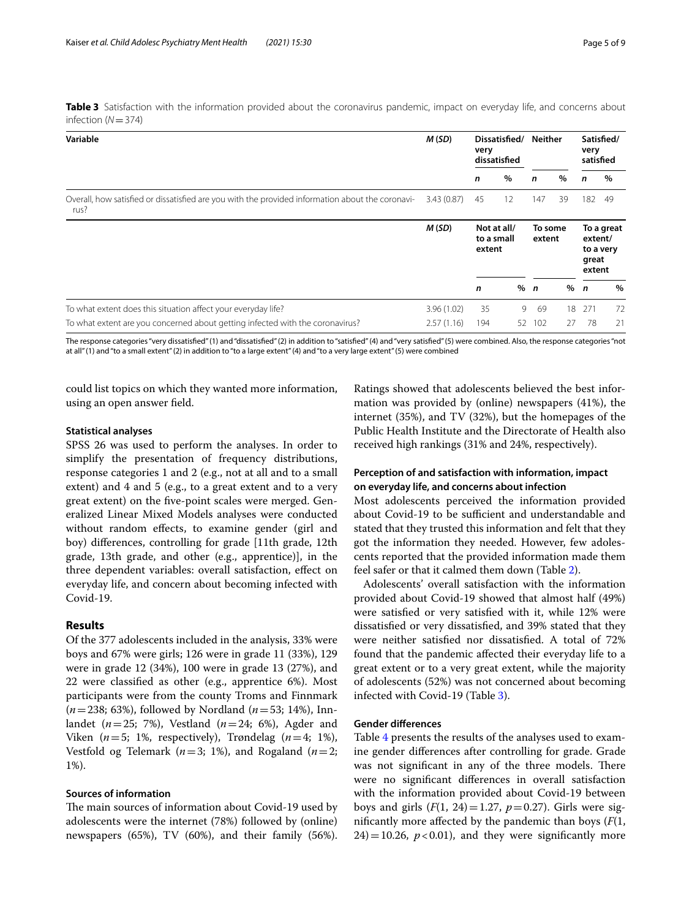**Table 3** Satisfaction with the information provided about the coronavirus pandemic, impact on everyday life, and concerns about infection ($N = 374$)

| Variable | M (SD) | Dissatisfied/ very dissatisfied | | Neither | | Satisfied/ very satisfied | |
|---|---|---|---|---|---|---|---|
| | | n | % | n | % | n | % |
| Overall, how satisfied or dissatisfied are you with the provided information about the coronavirus? | 3.43 (0.87) | 45 | 12 | 147 | 39 | 182 | 49 |
| | M (SD) | Not at all/ to a small extent | | To some extent | | To a great extent/ to a very great extent | |
| | | n | % | n | % | n | % |
| To what extent does this situation affect your everyday life? | 3.96 (1.02) | 35 | 9 | 69 | 18 | 271 | 72 |
| To what extent are you concerned about getting infected with the coronavirus? | 2.57 (1.16) | 194 | 52 | 102 | 27 | 78 | 21 |

The response categories "very dissatisfied" (1) and "dissatisfied" (2) in addition to "satisfied" (4) and "very satisfied" (5) were combined. Also, the response categories "not at all" (1) and "to a small extent" (2) in addition to "to a large extent" (4) and "to a very large extent" (5) were combined

could list topics on which they wanted more information, using an open answer field.

### Statistical analyses

SPSS 26 was used to perform the analyses. In order to simplify the presentation of frequency distributions, response categories 1 and 2 (e.g., not at all and to a small extent) and 4 and 5 (e.g., to a great extent and to a very great extent) on the five-point scales were merged. Generalized Linear Mixed Models analyses were conducted without random effects, to examine gender (girl and boy) differences, controlling for grade [11th grade, 12th grade, 13th grade, and other (e.g., apprentice)], in the three dependent variables: overall satisfaction, effect on everyday life, and concern about becoming infected with Covid-19.

## Results

Of the 377 adolescents included in the analysis, 33% were boys and 67% were girls; 126 were in grade 11 (33%), 129 were in grade 12 (34%), 100 were in grade 13 (27%), and 22 were classified as other (e.g., apprentice 6%). Most participants were from the county Troms and Finnmark ($n = 238$; 63%), followed by Nordland ($n = 53$; 14%), Innlandet ($n = 25$; 7%), Vestland ($n = 24$; 6%), Agder and Viken ($n = 5$; 1%, respectively), Trøndelag ($n = 4$; 1%), Vestfold og Telemark ($n = 3$; 1%), and Rogaland ($n = 2$; 1%).

### Sources of information

The main sources of information about Covid-19 used by adolescents were the internet (78%) followed by (online) newspapers (65%), TV (60%), and their family (56%). Ratings showed that adolescents believed the best information was provided by (online) newspapers (41%), the internet (35%), and TV (32%), but the homepages of the Public Health Institute and the Directorate of Health also received high rankings (31% and 24%, respectively).

### Perception of and satisfaction with information, impact on everyday life, and concerns about infection

Most adolescents perceived the information provided about Covid-19 to be sufficient and understandable and stated that they trusted this information and felt that they got the information they needed. However, few adolescents reported that the provided information made them feel safer or that it calmed them down (Table 2).

Adolescents' overall satisfaction with the information provided about Covid-19 showed that almost half (49%) were satisfied or very satisfied with it, while 12% were dissatisfied or very dissatisfied, and 39% stated that they were neither satisfied nor dissatisfied. A total of 72% found that the pandemic affected their everyday life to a great extent or to a very great extent, while the majority of adolescents (52%) was not concerned about becoming infected with Covid-19 (Table 3).

### Gender differences

Table 4 presents the results of the analyses used to examine gender differences after controlling for grade. Grade was not significant in any of the three models. There were no significant differences in overall satisfaction with the information provided about Covid-19 between boys and girls ($F(1, 24) = 1.27$, $p = 0.27$). Girls were significantly more affected by the pandemic than boys ($F(1, 24) = 10.26$, $p < 0.01$), and they were significantly more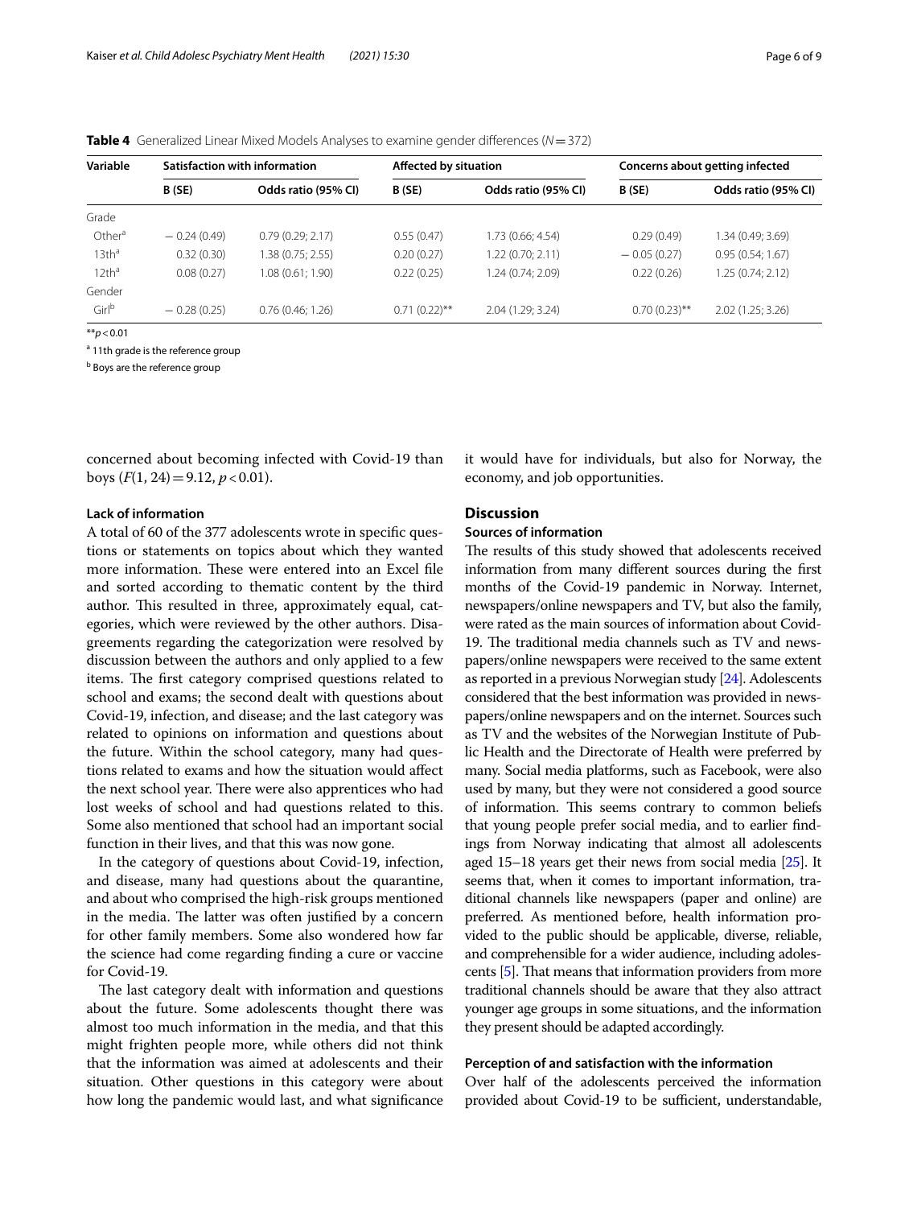**Table 4** Generalized Linear Mixed Models Analyses to examine gender differences ($N = 372$)

| Variable | Satisfaction with information | | Affected by situation | | Concerns about getting infected | |
|---|---|---|---|---|---|---|
| | B (SE) | Odds ratio (95% CI) | B (SE) | Odds ratio (95% CI) | B (SE) | Odds ratio (95% CI) |
| Grade | | | | | | |
| Other[a] | − 0.24 (0.49) | 0.79 (0.29; 2.17) | 0.55 (0.47) | 1.73 (0.66; 4.54) | 0.29 (0.49) | 1.34 (0.49; 3.69) |
| 13th[a] | 0.32 (0.30) | 1.38 (0.75; 2.55) | 0.20 (0.27) | 1.22 (0.70; 2.11) | − 0.05 (0.27) | 0.95 (0.54; 1.67) |
| 12th[a] | 0.08 (0.27) | 1.08 (0.61; 1.90) | 0.22 (0.25) | 1.24 (0.74; 2.09) | 0.22 (0.26) | 1.25 (0.74; 2.12) |
| Gender | | | | | | |
| Girl[b] | − 0.28 (0.25) | 0.76 (0.46; 1.26) | 0.71 (0.22)** | 2.04 (1.29; 3.24) | 0.70 (0.23)** | 2.02 (1.25; 3.26) |

** $p < 0.01$

[a] 11th grade is the reference group

[b] Boys are the reference group

concerned about becoming infected with Covid-19 than boys ($F(1, 24) = 9.12$, $p < 0.01$).

### Lack of information

A total of 60 of the 377 adolescents wrote in specific questions or statements on topics about which they wanted more information. These were entered into an Excel file and sorted according to thematic content by the third author. This resulted in three, approximately equal, categories, which were reviewed by the other authors. Disagreements regarding the categorization were resolved by discussion between the authors and only applied to a few items. The first category comprised questions related to school and exams; the second dealt with questions about Covid-19, infection, and disease; and the last category was related to opinions on information and questions about the future. Within the school category, many had questions related to exams and how the situation would affect the next school year. There were also apprentices who had lost weeks of school and had questions related to this. Some also mentioned that school had an important social function in their lives, and that this was now gone.

In the category of questions about Covid-19, infection, and disease, many had questions about the quarantine, and about who comprised the high-risk groups mentioned in the media. The latter was often justified by a concern for other family members. Some also wondered how far the science had come regarding finding a cure or vaccine for Covid-19.

The last category dealt with information and questions about the future. Some adolescents thought there was almost too much information in the media, and that this might frighten people more, while others did not think that the information was aimed at adolescents and their situation. Other questions in this category were about how long the pandemic would last, and what significance it would have for individuals, but also for Norway, the economy, and job opportunities.

## Discussion

### Sources of information

The results of this study showed that adolescents received information from many different sources during the first months of the Covid-19 pandemic in Norway. Internet, newspapers/online newspapers and TV, but also the family, were rated as the main sources of information about Covid-19. The traditional media channels such as TV and newspapers/online newspapers were received to the same extent as reported in a previous Norwegian study [24]. Adolescents considered that the best information was provided in newspapers/online newspapers and on the internet. Sources such as TV and the websites of the Norwegian Institute of Public Health and the Directorate of Health were preferred by many. Social media platforms, such as Facebook, were also used by many, but they were not considered a good source of information. This seems contrary to common beliefs that young people prefer social media, and to earlier findings from Norway indicating that almost all adolescents aged 15–18 years get their news from social media [25]. It seems that, when it comes to important information, traditional channels like newspapers (paper and online) are preferred. As mentioned before, health information provided to the public should be applicable, diverse, reliable, and comprehensible for a wider audience, including adolescents [5]. That means that information providers from more traditional channels should be aware that they also attract younger age groups in some situations, and the information they present should be adapted accordingly.

### Perception of and satisfaction with the information

Over half of the adolescents perceived the information provided about Covid-19 to be sufficient, understandable,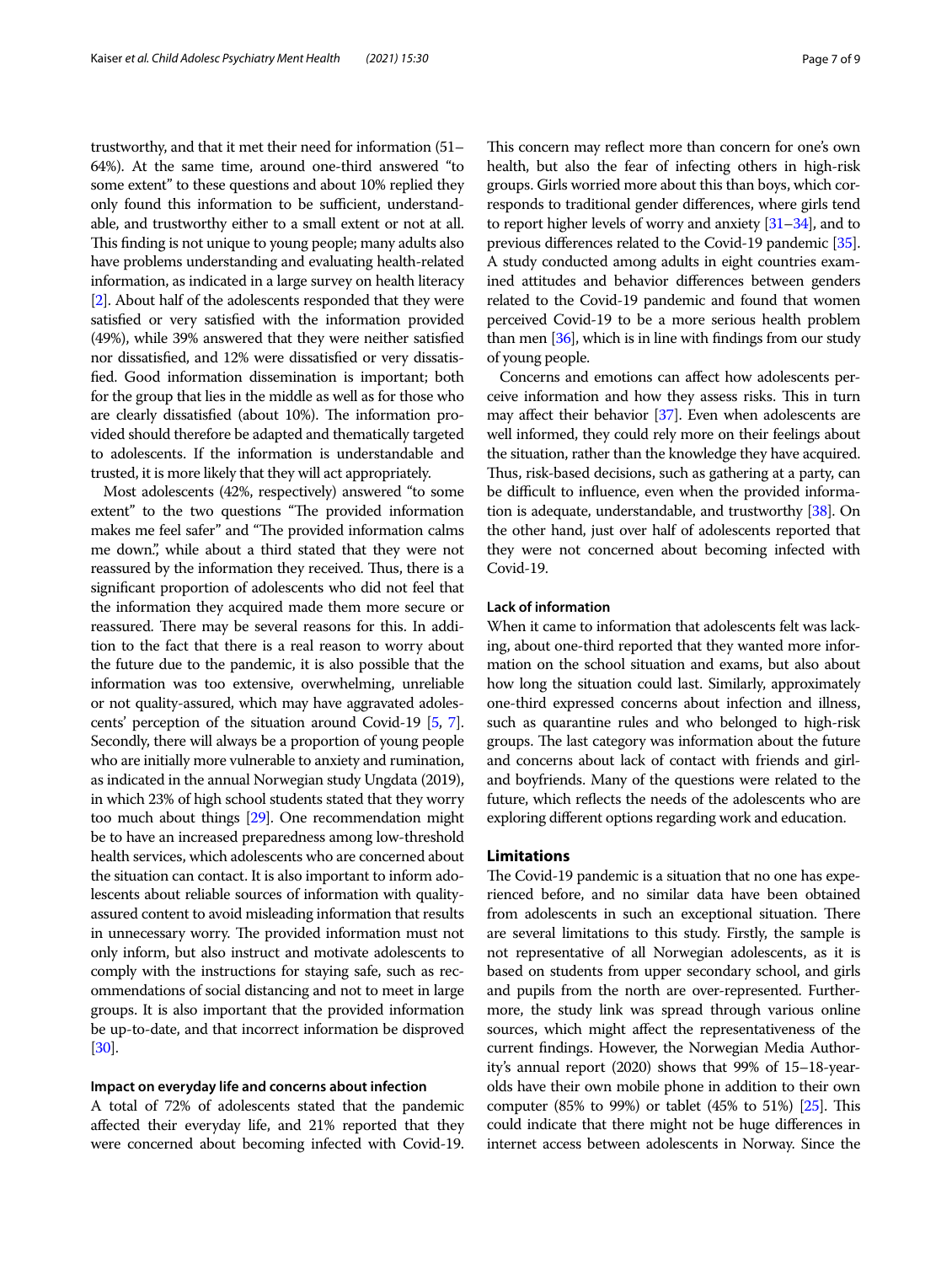trustworthy, and that it met their need for information (51–64%). At the same time, around one-third answered "to some extent" to these questions and about 10% replied they only found this information to be sufficient, understandable, and trustworthy either to a small extent or not at all. This finding is not unique to young people; many adults also have problems understanding and evaluating health-related information, as indicated in a large survey on health literacy [2]. About half of the adolescents responded that they were satisfied or very satisfied with the information provided (49%), while 39% answered that they were neither satisfied nor dissatisfied, and 12% were dissatisfied or very dissatisfied. Good information dissemination is important; both for the group that lies in the middle as well as for those who are clearly dissatisfied (about 10%). The information provided should therefore be adapted and thematically targeted to adolescents. If the information is understandable and trusted, it is more likely that they will act appropriately.

Most adolescents (42%, respectively) answered "to some extent" to the two questions "The provided information makes me feel safer" and "The provided information calms me down.", while about a third stated that they were not reassured by the information they received. Thus, there is a significant proportion of adolescents who did not feel that the information they acquired made them more secure or reassured. There may be several reasons for this. In addition to the fact that there is a real reason to worry about the future due to the pandemic, it is also possible that the information was too extensive, overwhelming, unreliable or not quality-assured, which may have aggravated adolescents' perception of the situation around Covid-19 [5, 7]. Secondly, there will always be a proportion of young people who are initially more vulnerable to anxiety and rumination, as indicated in the annual Norwegian study Ungdata (2019), in which 23% of high school students stated that they worry too much about things [29]. One recommendation might be to have an increased preparedness among low-threshold health services, which adolescents who are concerned about the situation can contact. It is also important to inform adolescents about reliable sources of information with quality-assured content to avoid misleading information that results in unnecessary worry. The provided information must not only inform, but also instruct and motivate adolescents to comply with the instructions for staying safe, such as recommendations of social distancing and not to meet in large groups. It is also important that the provided information be up-to-date, and that incorrect information be disproved [30].

#### Impact on everyday life and concerns about infection

A total of 72% of adolescents stated that the pandemic affected their everyday life, and 21% reported that they were concerned about becoming infected with Covid-19. This concern may reflect more than concern for one's own health, but also the fear of infecting others in high-risk groups. Girls worried more about this than boys, which corresponds to traditional gender differences, where girls tend to report higher levels of worry and anxiety [31–34], and to previous differences related to the Covid-19 pandemic [35]. A study conducted among adults in eight countries examined attitudes and behavior differences between genders related to the Covid-19 pandemic and found that women perceived Covid-19 to be a more serious health problem than men [36], which is in line with findings from our study of young people.

Concerns and emotions can affect how adolescents perceive information and how they assess risks. This in turn may affect their behavior [37]. Even when adolescents are well informed, they could rely more on their feelings about the situation, rather than the knowledge they have acquired. Thus, risk-based decisions, such as gathering at a party, can be difficult to influence, even when the provided information is adequate, understandable, and trustworthy [38]. On the other hand, just over half of adolescents reported that they were not concerned about becoming infected with Covid-19.

#### Lack of information

When it came to information that adolescents felt was lacking, about one-third reported that they wanted more information on the school situation and exams, but also about how long the situation could last. Similarly, approximately one-third expressed concerns about infection and illness, such as quarantine rules and who belonged to high-risk groups. The last category was information about the future and concerns about lack of contact with friends and girl- and boyfriends. Many of the questions were related to the future, which reflects the needs of the adolescents who are exploring different options regarding work and education.

## Limitations

The Covid-19 pandemic is a situation that no one has experienced before, and no similar data have been obtained from adolescents in such an exceptional situation. There are several limitations to this study. Firstly, the sample is not representative of all Norwegian adolescents, as it is based on students from upper secondary school, and girls and pupils from the north are over-represented. Furthermore, the study link was spread through various online sources, which might affect the representativeness of the current findings. However, the Norwegian Media Authority's annual report (2020) shows that 99% of 15–18-year-olds have their own mobile phone in addition to their own computer (85% to 99%) or tablet (45% to 51%) [25]. This could indicate that there might not be huge differences in internet access between adolescents in Norway. Since the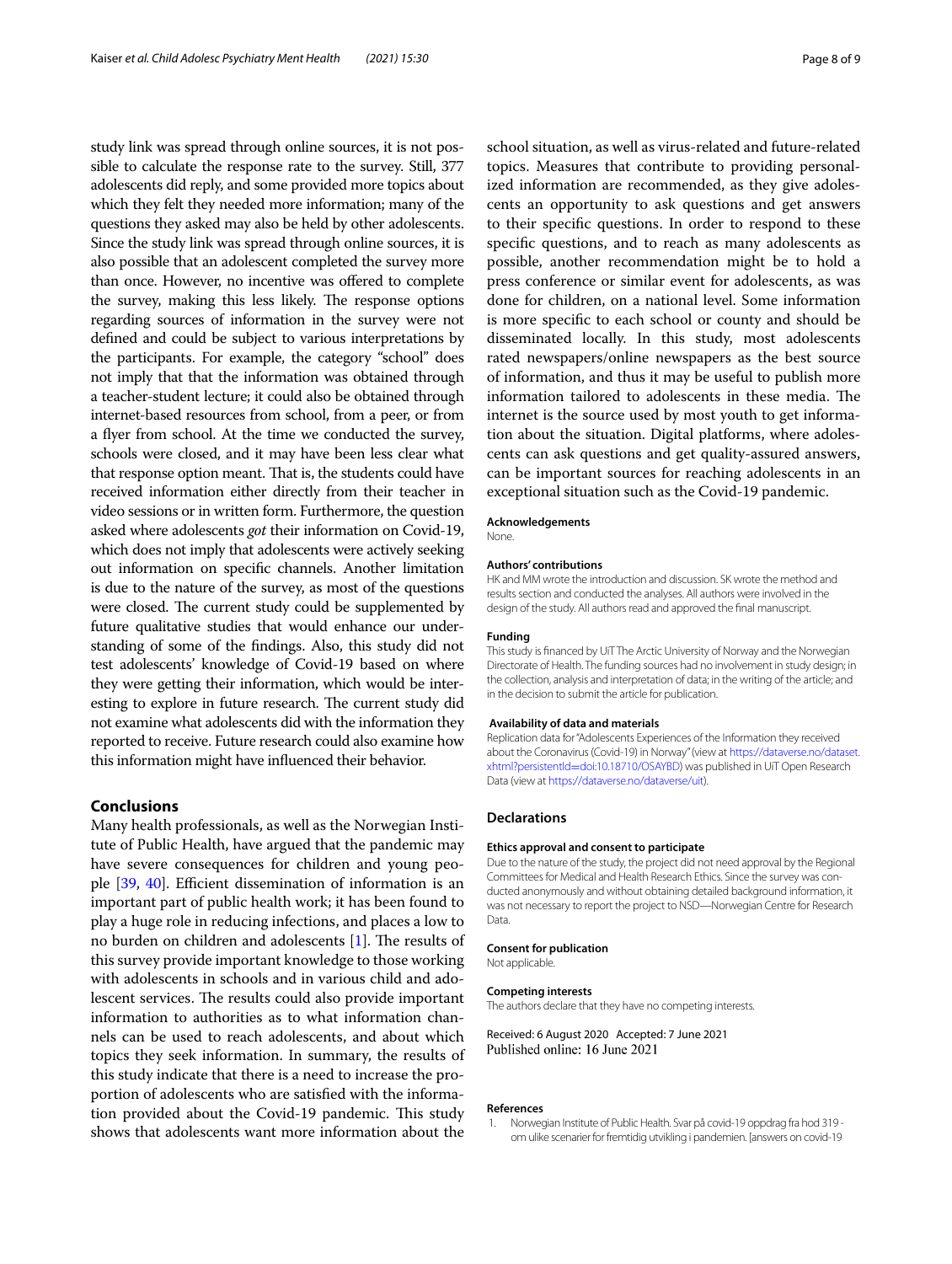study link was spread through online sources, it is not possible to calculate the response rate to the survey. Still, 377 adolescents did reply, and some provided more topics about which they felt they needed more information; many of the questions they asked may also be held by other adolescents. Since the study link was spread through online sources, it is also possible that an adolescent completed the survey more than once. However, no incentive was offered to complete the survey, making this less likely. The response options regarding sources of information in the survey were not defined and could be subject to various interpretations by the participants. For example, the category "school" does not imply that that the information was obtained through a teacher-student lecture; it could also be obtained through internet-based resources from school, from a peer, or from a flyer from school. At the time we conducted the survey, schools were closed, and it may have been less clear what that response option meant. That is, the students could have received information either directly from their teacher in video sessions or in written form. Furthermore, the question asked where adolescents *got* their information on Covid-19, which does not imply that adolescents were actively seeking out information on specific channels. Another limitation is due to the nature of the survey, as most of the questions were closed. The current study could be supplemented by future qualitative studies that would enhance our understanding of some of the findings. Also, this study did not test adolescents' knowledge of Covid-19 based on where they were getting their information, which would be interesting to explore in future research. The current study did not examine what adolescents did with the information they reported to receive. Future research could also examine how this information might have influenced their behavior.

## Conclusions

Many health professionals, as well as the Norwegian Institute of Public Health, have argued that the pandemic may have severe consequences for children and young people [39, 40]. Efficient dissemination of information is an important part of public health work; it has been found to play a huge role in reducing infections, and places a low to no burden on children and adolescents [1]. The results of this survey provide important knowledge to those working with adolescents in schools and in various child and adolescent services. The results could also provide important information to authorities as to what information channels can be used to reach adolescents, and about which topics they seek information. In summary, the results of this study indicate that there is a need to increase the proportion of adolescents who are satisfied with the information provided about the Covid-19 pandemic. This study shows that adolescents want more information about the school situation, as well as virus-related and future-related topics. Measures that contribute to providing personalized information are recommended, as they give adolescents an opportunity to ask questions and get answers to their specific questions. In order to respond to these specific questions, and to reach as many adolescents as possible, another recommendation might be to hold a press conference or similar event for adolescents, as was done for children, on a national level. Some information is more specific to each school or county and should be disseminated locally. In this study, most adolescents rated newspapers/online newspapers as the best source of information, and thus it may be useful to publish more information tailored to adolescents in these media. The internet is the source used by most youth to get information about the situation. Digital platforms, where adolescents can ask questions and get quality-assured answers, can be important sources for reaching adolescents in an exceptional situation such as the Covid-19 pandemic.

### Acknowledgements

None.

### Authors' contributions

HK and MM wrote the introduction and discussion. SK wrote the method and results section and conducted the analyses. All authors were involved in the design of the study. All authors read and approved the final manuscript.

### Funding

This study is financed by UiT The Arctic University of Norway and the Norwegian Directorate of Health. The funding sources had no involvement in study design; in the collection, analysis and interpretation of data; in the writing of the article; and in the decision to submit the article for publication.

### Availability of data and materials

Replication data for "Adolescents Experiences of the Information they received about the Coronavirus (Covid-19) in Norway" (view at https://dataverse.no/dataset.xhtml?persistentId=doi:10.18710/OSAYBD) was published in UiT Open Research Data (view at https://dataverse.no/dataverse/uit).

## Declarations

### Ethics approval and consent to participate

Due to the nature of the study, the project did not need approval by the Regional Committees for Medical and Health Research Ethics. Since the survey was conducted anonymously and without obtaining detailed background information, it was not necessary to report the project to NSD—Norwegian Centre for Research Data.

### Consent for publication

Not applicable.

### Competing interests

The authors declare that they have no competing interests.

Received: 6 August 2020 Accepted: 7 June 2021
Published online: 16 June 2021

### References

1. Norwegian Institute of Public Health. Svar på covid-19 oppdrag fra hod 319 - om ulike scenarier for fremtidig utvikling i pandemien. [answers on covid-19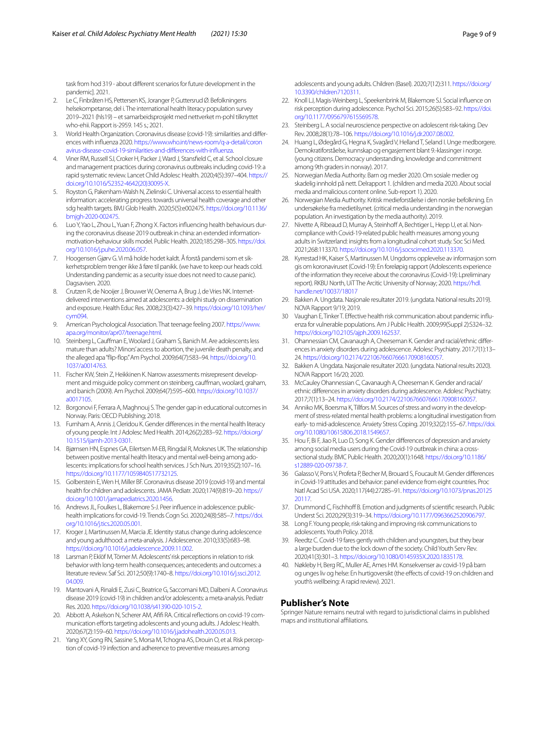task from hod 319 - about different scenarios for future development in the pandemic]. 2021.

2. Le C, Finbråten HS, Pettersen KS, Joranger P, Guttersrud Ø. Befolkningens helsekompetanse, del i. The international health literacy population survey 2019–2021 (hls19) – et samarbeidsprosjekt med nettverket m-pohl tilknyttet who-ehii. Rapport is-2959. 145 s.; 2021.
3. World Health Organization. Coronavirus disease (covid-19): similarities and differences with influenza 2020. https://www.who.int/news-room/q-a-detail/coronavirus-disease-covid-19-similarities-and-differences-with-influenza.
4. Viner RM, Russell SJ, Croker H, Packer J, Ward J, Stansfield C, et al. School closure and management practices during coronavirus outbreaks including covid-19: a rapid systematic review. Lancet Child Adolesc Health. 2020;4(5):397–404. https://doi.org/10.1016/S2352-4642(20)30095-X.
5. Royston G, Pakenham-Walsh N, Zielinski C. Universal access to essential health information: accelerating progress towards universal health coverage and other sdg health targets. BMJ Glob Health. 2020;5(5):e002475. https://doi.org/10.1136/bmjgh-2020-002475.
6. Luo Y, Yao L, Zhou L, Yuan F, Zhong X. Factors influencing health behaviours during the coronavirus disease 2019 outbreak in china: an extended information-motivation-behaviour skills model. Public Health. 2020;185:298–305. https://doi.org/10.1016/j.puhe.2020.06.057.
7. Hoogensen Gjørv G. Vi må holde hodet kaldt. Å forstå pandemi som et sikkerhetsproblem trenger ikke å føre til panikk. (we have to keep our heads cold. Understanding pandemic as a security issue does not need to cause panic). Dagsavisen. 2020.
8. Crutzen R, de Nooijer J, Brouwer W, Oenema A, Brug J, de Vries NK. Internet-delivered interventions aimed at adolescents: a delphi study on dissemination and exposure. Health Educ Res. 2008;23(3):427–39. https://doi.org/10.1093/her/cym094.
9. American Psychological Association. That teenage feeling 2007. https://www.apa.org/monitor/apr07/teenage.html.
10. Steinberg L, Cauffman E, Woolard J, Graham S, Banich M. Are adolescents less mature than adults? Minors' access to abortion, the juvenile death penalty, and the alleged apa "flip-flop." Am Psychol. 2009;64(7):583–94. https://doi.org/10.1037/a0014763.
11. Fischer KW, Stein Z, Heikkinen K. Narrow assessments misrepresent development and misguide policy comment on steinberg, cauffman, woolard, graham, and banich (2009). Am Psychol. 2009;64(7):595–600. https://doi.org/10.1037/a0017105.
12. Borgonovi F, Ferrara A, Maghnouj S. The gender gap in educational outcomes in Norway. Paris: OECD Publishing; 2018.
13. Furnham A, Annis J, Cleridou K. Gender differences in the mental health literacy of young people. Int J Adolesc Med Health. 2014;26(2):283–92. https://doi.org/10.1515/ijamh-2013-0301.
14. Bjørnsen HN, Espnes GA, Eilertsen M-EB, Ringdal R, Moksnes UK. The relationship between positive mental health literacy and mental well-being among adolescents: implications for school health services. J Sch Nurs. 2019;35(2):107–16. https://doi.org/10.1177/1059840517732125.
15. Golberstein E, Wen H, Miller BF. Coronavirus disease 2019 (covid-19) and mental health for children and adolescents. JAMA Pediatr. 2020;174(9):819–20. https://doi.org/10.1001/jamapediatrics.2020.1456.
16. Andrews JL, Foulkes L, Blakemore S-J. Peer influence in adolescence: public-health implications for covid-19. Trends Cogn Sci. 2020;24(8):585–7. https://doi.org/10.1016/j.tics.2020.05.001.
17. Kroger J, Martinussen M, Marcia JE. Identity status change during adolescence and young adulthood: a meta-analysis. J Adolescence. 2010;33(5):683–98. https://doi.org/10.1016/j.adolescence.2009.11.002.
18. Larsman P, Eklöf M, Törner M. Adolescents' risk perceptions in relation to risk behavior with long-term health consequences; antecedents and outcomes: a literature review. Saf Sci. 2012;50(9):1740–8. https://doi.org/10.1016/j.ssci.2012.04.009.
19. Mantovani A, Rinaldi E, Zusi C, Beatrice G, Saccomani MD, Dalbeni A. Coronavirus disease 2019 (covid-19) in children and/or adolescents: a meta-analysis. Pediatr Res. 2020. https://doi.org/10.1038/s41390-020-1015-2.
20. Abbott A, Askelson N, Scherer AM, Afifi RA. Critical reflections on covid-19 communication efforts targeting adolescents and young adults. J Adolesc Health. 2020;67(2):159–60. https://doi.org/10.1016/j.jadohealth.2020.05.013.
21. Yang XY, Gong RN, Sassine S, Morsa M, Tchogna AS, Drouin O, et al. Risk perception of covid-19 infection and adherence to preventive measures among adolescents and young adults. Children (Basel). 2020;7(12):311. https://doi.org/10.3390/children7120311.
22. Knoll LJ, Magis-Weinberg L, Speekenbrink M, Blakemore SJ. Social influence on risk perception during adolescence. Psychol Sci. 2015;26(5):583–92. https://doi.org/10.1177/0956797615569578.
23. Steinberg L. A social neuroscience perspective on adolescent risk-taking. Dev Rev. 2008;28(1):78–106. https://doi.org/10.1016/j.dr.2007.08.002.
24. Huang L, Ødegård G, Hegna K, Svagård V, Helland T, Seland I. Unge medborgere. Demokratiforståelse, kunnskap og engasjement blant 9.-klassinger i norge. (young citizens. Democracy understanding, knowledge and commitment among 9th graders in norway). 2017.
25. Norwegian Media Authority. Barn og medier 2020. Om sosiale medier og skadelig innhold på nett. Delrapport 1. (children and media 2020. About social media and malicious content online. Sub-report 1). 2020.
26. Norwegian Media Authority. Kritisk medieforståelse i den norske befolkning. En undersøkelse fra medietilsynet. (critical media understanding in the norwegian population. An investigation by the media authority). 2019.
27. Nivette A, Ribeaud D, Murray A, Steinhoff A, Bechtiger L, Hepp U, et al. Non-compliance with Covid-19-related public health measures among young adults in Switzerland: insights from a longitudinal cohort study. Soc Sci Med. 2021;268:113370. https://doi.org/10.1016/j.socscimed.2020.113370.
28. Kyrrestad HK, Kaiser S, Martinussen M. Ungdoms opplevelse av informasjon som gis om koronaviruset (Covid-19): En foreløpig rapport (Adolescents experience of the information they receive about the coronavirus (Covid-19): Lpreliminary report). RKBU North, UiT The Arcitic University of Norway; 2020. https://hdl.handle.net/10037/18017
29. Bakken A. Ungdata. Nasjonale resultater 2019. (ungdata. National results 2019). NOVA Rapport 9/19; 2019.
30. Vaughan E, Tinker T. Effective health risk communication about pandemic influenza for vulnerable populations. Am J Public Health. 2009;99(Suppl 2):S324–32. https://doi.org/10.2105/ajph.2009.162537.
31. Ohannessian CM, Cavanaugh A, Cheeseman K. Gender and racial/ethnic differences in anxiety disorders during adolescence. Adolesc Psychiatry. 2017;7(1):13–24. https://doi.org/10.2174/2210676607666170908160057.
32. Bakken A. Ungdata. Nasjonale resultater 2020. (ungdata. National results 2020). NOVA Rapport 16/20; 2020.
33. McCauley Ohannessian C, Cavanaugh A, Cheeseman K. Gender and racial/ethnic differences in anxiety disorders during adolescence. Adolesc Psychiatry. 2017;7(1):13–24. https://doi.org/10.2174/2210676607666170908160057.
34. Anniko MK, Boersma K, Tillfors M. Sources of stress and worry in the development of stress-related mental health problems: a longitudinal investigation from early- to mid-adolescence. Anxiety Stress Coping. 2019;32(2):155–67. https://doi.org/10.1080/10615806.2018.1549657.
35. Hou F, Bi F, Jiao R, Luo D, Song K. Gender differences of depression and anxiety among social media users during the Covid-19 outbreak in china: a cross-sectional study. BMC Public Health. 2020;20(1):1648. https://doi.org/10.1186/s12889-020-09738-7.
36. Galasso V, Pons V, Profeta P, Becher M, Brouard S, Foucault M. Gender differences in Covid-19 attitudes and behavior: panel evidence from eight countries. Proc Natl Acad Sci USA. 2020;117(44):27285–91. https://doi.org/10.1073/pnas.2012520117.
37. Drummond C, Fischhoff B. Emotion and judgments of scientific research. Public Underst Sci. 2020;29(3):319–34. https://doi.org/10.1177/0963662520906797.
38. Long F. Young people, risk-taking and improving risk communications to adolescents. Youth Policy. 2018.
39. Reedtz C. Covid-19 fares gently with children and youngsters, but they bear a large burden due to the lock down of the society. Child Youth Serv Rev. 2020;41(3):301–3. https://doi.org/10.1080/0145935X.2020.1835178.
40. Nøkleby H, Berg RC, Muller AE, Ames HM. Konsekvenser av covid-19 på barn og unges liv og helse: En hurtigoversikt (the effects of covid-19 on children and youth's wellbeing: A rapid review). 2021.

## Publisher's Note

Springer Nature remains neutral with regard to jurisdictional claims in published maps and institutional affiliations.